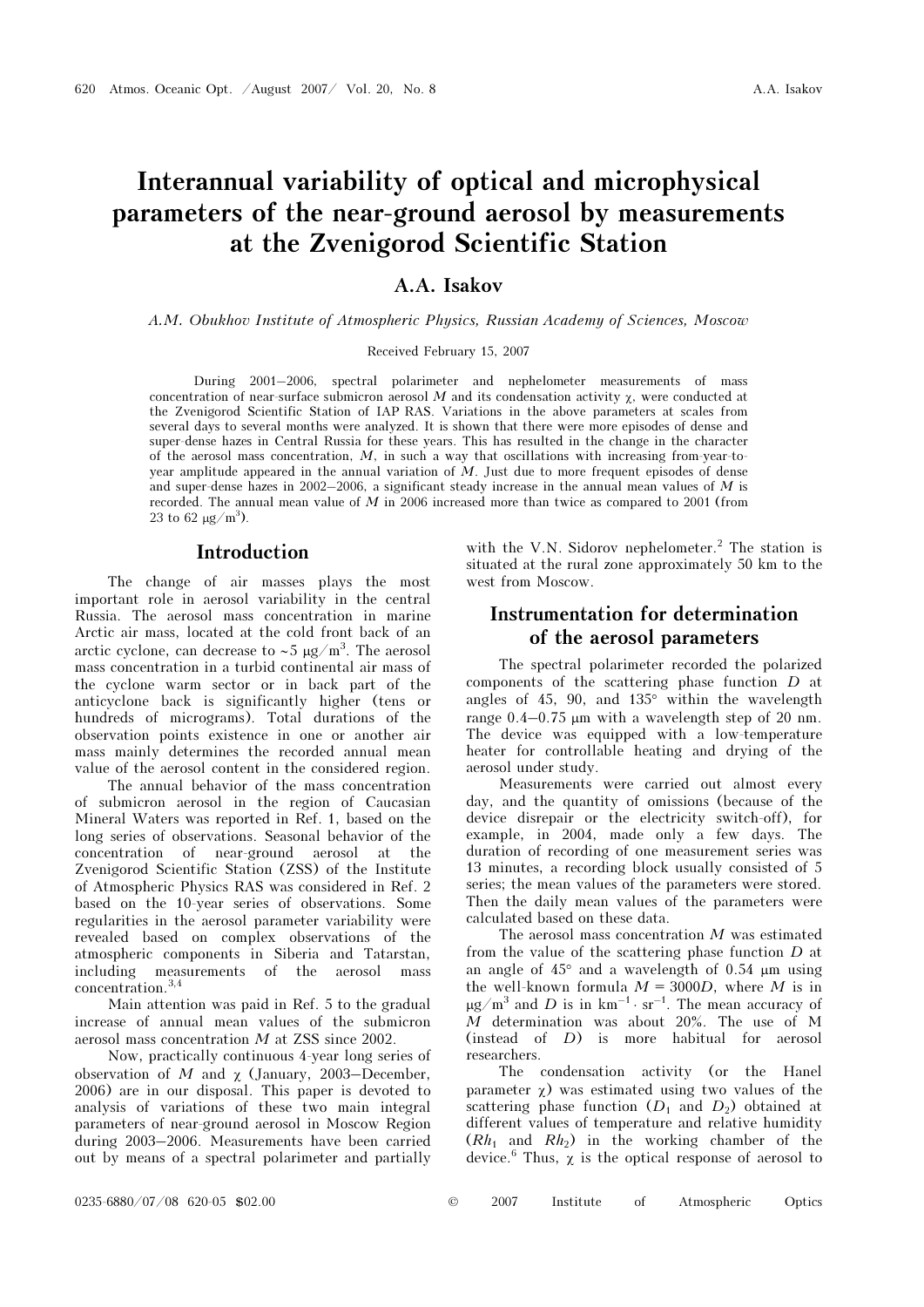# Interannual variability of optical and microphysical parameters of the near-ground aerosol by measurements at the Zvenigorod Scientific Station

### A.A. Isakov

*A.M. Obukhov Institute of Atmospheric Physics, Russian Academy of Sciences, Moscow*

Received February 15, 2007

During 2001–2006, spectral polarimeter and nephelometer measurements of mass concentration of near-surface submicron aerosol $M$ and its condensation activity $\chi$, were conducted at the Zvenigorod Scientific Station of IAP RAS. Variations in the above parameters at scales from several days to several months were analyzed. It is shown that there were more episodes of dense and super-dense hazes in Central Russia for these years. This has resulted in the change in the character of the aerosol mass concentration, $M$, in such a way that oscillations with increasing from-year-to-year amplitude appeared in the annual variation of $M$. Just due to more frequent episodes of dense and super-dense hazes in 2002–2006, a significant steady increase in the annual mean values of $M$ is recorded. The annual mean value of $M$ in 2006 increased more than twice as compared to 2001 (from 23 to 62 μg/m$^3$).

## Introduction

The change of air masses plays the most important role in aerosol variability in the central Russia. The aerosol mass concentration in marine Arctic air mass, located at the cold front back of an arctic cyclone, can decrease to ~5 μg/m$^3$. The aerosol mass concentration in a turbid continental air mass of the cyclone warm sector or in back part of the anticyclone back is significantly higher (tens or hundreds of micrograms). Total durations of the observation points existence in one or another air mass mainly determines the recorded annual mean value of the aerosol content in the considered region.

The annual behavior of the mass concentration of submicron aerosol in the region of Caucasian Mineral Waters was reported in Ref. 1, based on the long series of observations. Seasonal behavior of the concentration of near-ground aerosol at the Zvenigorod Scientific Station (ZSS) of the Institute of Atmospheric Physics RAS was considered in Ref. 2 based on the 10-year series of observations. Some regularities in the aerosol parameter variability were revealed based on complex observations of the atmospheric components in Siberia and Tatarstan, including measurements of the aerosol mass concentration.[3,4]

Main attention was paid in Ref. 5 to the gradual increase of annual mean values of the submicron aerosol mass concentration $M$ at ZSS since 2002.

Now, practically continuous 4-year long series of observation of $M$ and $\chi$ (January, 2003–December, 2006) are in our disposal. This paper is devoted to analysis of variations of these two main integral parameters of near-ground aerosol in Moscow Region during 2003–2006. Measurements have been carried out by means of a spectral polarimeter and partially with the V.N. Sidorov nephelometer.[2] The station is situated at the rural zone approximately 50 km to the west from Moscow.

## Instrumentation for determination of the aerosol parameters

The spectral polarimeter recorded the polarized components of the scattering phase function $D$ at angles of 45, 90, and 135° within the wavelength range 0.4–0.75 μm with a wavelength step of 20 nm. The device was equipped with a low-temperature heater for controllable heating and drying of the aerosol under study.

Measurements were carried out almost every day, and the quantity of omissions (because of the device disrepair or the electricity switch-off), for example, in 2004, made only a few days. The duration of recording of one measurement series was 13 minutes, a recording block usually consisted of 5 series; the mean values of the parameters were stored. Then the daily mean values of the parameters were calculated based on these data.

The aerosol mass concentration $M$ was estimated from the value of the scattering phase function $D$ at an angle of 45° and a wavelength of 0.54 μm using the well-known formula $M = 3000D$, where $M$ is in μg/m$^3$ and $D$ is in km$^{-1}$ · sr$^{-1}$. The mean accuracy of $M$ determination was about 20%. The use of M (instead of $D$) is more habitual for aerosol researchers.

The condensation activity (or the Hanel parameter $\chi$) was estimated using two values of the scattering phase function ($D_1$ and $D_2$) obtained at different values of temperature and relative humidity ($Rh_1$ and $Rh_2$) in the working chamber of the device.[6] Thus, $\chi$ is the optical response of aerosol to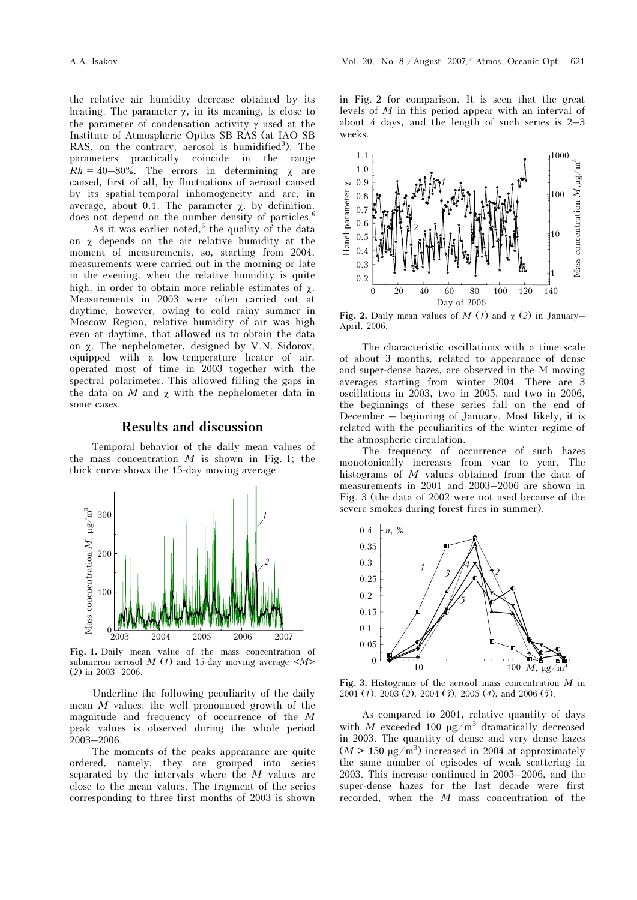the relative air humidity decrease obtained by its heating. The parameter $\chi$, in its meaning, is close to the parameter of condensation activity $\gamma$ used at the Institute of Atmospheric Optics SB RAS (at IAO SB RAS, on the contrary, aerosol is humidified[3]). The parameters practically coincide in the range $Rh = 40–80\%$. The errors in determining $\chi$ are caused, first of all, by fluctuations of aerosol caused by its spatial-temporal inhomogeneity and are, in average, about 0.1. The parameter $\chi$, by definition, does not depend on the number density of particles.[6]

As it was earlier noted,[6] the quality of the data on $\chi$ depends on the air relative humidity at the moment of measurements, so, starting from 2004, measurements were carried out in the morning or late in the evening, when the relative humidity is quite high, in order to obtain more reliable estimates of $\chi$. Measurements in 2003 were often carried out at daytime, however, owing to cold rainy summer in Moscow Region, relative humidity of air was high even at daytime, that allowed us to obtain the data on $\chi$. The nephelometer, designed by V.N. Sidorov, equipped with a low-temperature heater of air, operated most of time in 2003 together with the spectral polarimeter. This allowed filling the gaps in the data on $M$ and $\chi$ with the nephelometer data in some cases.

## Results and discussion

Temporal behavior of the daily mean values of the mass concentration $M$ is shown in Fig. 1; the thick curve shows the 15-day moving average.

Mass concentration $M$, μg/m$^3$
300
200
100
0
2003 2004 2005 2006 2007
1
2

**Fig. 1.** Daily mean value of the mass concentration of submicron aerosol $M$ (*1*) and 15-day moving average $\langle M \rangle$ (*2*) in 2003–2006.

Underline the following peculiarity of the daily mean $M$ values: the well pronounced growth of the magnitude and frequency of occurrence of the $M$ peak values is observed during the whole period 2003–2006.

The moments of the peaks appearance are quite ordered, namely, they are grouped into series separated by the intervals where the $M$ values are close to the mean values. The fragment of the series corresponding to three first months of 2003 is shown in Fig. 2 for comparison. It is seen that the great levels of $M$ in this period appear with an interval of about 4 days, and the length of such series is 2–3 weeks.

Hanel parameter $\chi$
1.1
1.0
0.9
0.8
0.7
0.6
0.5
0.4
0.3
0.2
0 20 40 60 80 100 120 140
Day of 2006
Mass concentration $M$, μg/m$^3$
1000
100
10
1
1
2

**Fig. 2.** Daily mean values of $M$ (*1*) and $\chi$ (*2*) in January–April, 2006.

The characteristic oscillations with a time scale of about 3 months, related to appearance of dense and super-dense hazes, are observed in the M moving averages starting from winter 2004. There are 3 oscillations in 2003, two in 2005, and two in 2006, the beginnings of these series fall on the end of December – beginning of January. Most likely, it is related with the peculiarities of the winter regime of the atmospheric circulation.

The frequency of occurrence of such hazes monotonically increases from year to year. The histograms of $M$ values obtained from the data of measurements in 2001 and 2003–2006 are shown in Fig. 3 (the data of 2002 were not used because of the severe smokes during forest fires in summer).

$n$, %
0.4
0.35
0.3
0.25
0.2
0.15
0.1
0.05
0
10
100 $M$, μg/m$^3$
1
2
3
4
5

**Fig. 3.** Histograms of the aerosol mass concentration $M$ in 2001 (*1*), 2003 (*2*), 2004 (*3*), 2005 (*4*), and 2006 (*5*).

As compared to 2001, relative quantity of days with $M$ exceeded 100 μg/m$^3$ dramatically decreased in 2003. The quantity of dense and very dense hazes ($M > 150$ μg/m$^3$) increased in 2004 at approximately the same number of episodes of weak scattering in 2003. This increase continued in 2005–2006, and the super-dense hazes for the last decade were first recorded, when the $M$ mass concentration of the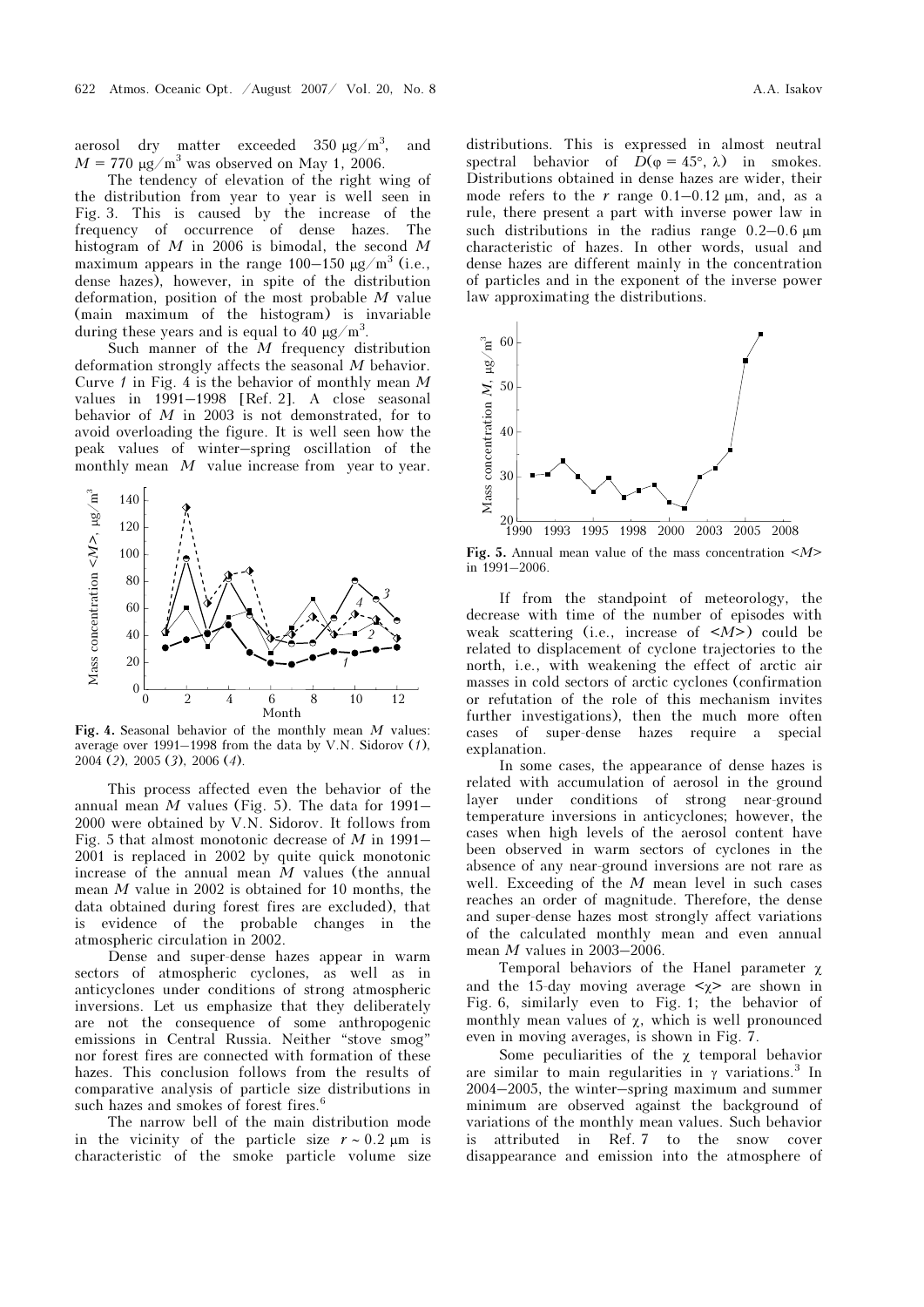aerosol dry matter exceeded 350 μg/m$^3$, and $M$ = 770 μg/m$^3$ was observed on May 1, 2006.

The tendency of elevation of the right wing of the distribution from year to year is well seen in Fig. 3. This is caused by the increase of the frequency of occurrence of dense hazes. The histogram of $M$ in 2006 is bimodal, the second $M$ maximum appears in the range 100–150 μg/m$^3$ (i.e., dense hazes), however, in spite of the distribution deformation, position of the most probable $M$ value (main maximum of the histogram) is invariable during these years and is equal to 40 μg/m$^3$.

Such manner of the $M$ frequency distribution deformation strongly affects the seasonal $M$ behavior. Curve *1* in Fig. 4 is the behavior of monthly mean $M$ values in 1991–1998 [Ref. 2]. A close seasonal behavior of $M$ in 2003 is not demonstrated, for to avoid overloading the figure. It is well seen how the peak values of winter–spring oscillation of the monthly mean $M$ value increase from year to year.

Mass concentration <$M$>, μg/m$^3$

140
120
100
80
60
40
20
0

0 2 4 6 8 10 12

Month

1 2 3 4

**Fig. 4.** Seasonal behavior of the monthly mean $M$ values: average over 1991–1998 from the data by V.N. Sidorov (*1*), 2004 (*2*), 2005 (*3*), 2006 (*4*).

This process affected even the behavior of the annual mean $M$ values (Fig. 5). The data for 1991–2000 were obtained by V.N. Sidorov. It follows from Fig. 5 that almost monotonic decrease of $M$ in 1991–2001 is replaced in 2002 by quite quick monotonic increase of the annual mean $M$ values (the annual mean $M$ value in 2002 is obtained for 10 months, the data obtained during forest fires are excluded), that is evidence of the probable changes in the atmospheric circulation in 2002.

Dense and super-dense hazes appear in warm sectors of atmospheric cyclones, as well as in anticyclones under conditions of strong atmospheric inversions. Let us emphasize that they deliberately are not the consequence of some anthropogenic emissions in Central Russia. Neither "stove smog" nor forest fires are connected with formation of these hazes. This conclusion follows from the results of comparative analysis of particle size distributions in such hazes and smokes of forest fires.[6]

The narrow bell of the main distribution mode in the vicinity of the particle size $r \sim 0.2$ μm is characteristic of the smoke particle volume size distributions. This is expressed in almost neutral spectral behavior of $D(\varphi = 45°, \lambda)$ in smokes. Distributions obtained in dense hazes are wider, their mode refers to the $r$ range 0.1–0.12 μm, and, as a rule, there present a part with inverse power law in such distributions in the radius range 0.2–0.6 μm characteristic of hazes. In other words, usual and dense hazes are different mainly in the concentration of particles and in the exponent of the inverse power law approximating the distributions.

Mass concentration $M$, μg/m$^3$

60
50
40
30
20

1990 1993 1995 1998 2000 2003 2005 2008

**Fig. 5.** Annual mean value of the mass concentration <$M$> in 1991–2006.

If from the standpoint of meteorology, the decrease with time of the number of episodes with weak scattering (i.e., increase of <$M$>) could be related to displacement of cyclone trajectories to the north, i.e., with weakening the effect of arctic air masses in cold sectors of arctic cyclones (confirmation or refutation of the role of this mechanism invites further investigations), then the much more often cases of super-dense hazes require a special explanation.

In some cases, the appearance of dense hazes is related with accumulation of aerosol in the ground layer under conditions of strong near-ground temperature inversions in anticyclones; however, the cases when high levels of the aerosol content have been observed in warm sectors of cyclones in the absence of any near-ground inversions are not rare as well. Exceeding of the $M$ mean level in such cases reaches an order of magnitude. Therefore, the dense and super-dense hazes most strongly affect variations of the calculated monthly mean and even annual mean $M$ values in 2003–2006.

Temporal behaviors of the Hanel parameter $\chi$ and the 15-day moving average <$\chi$> are shown in Fig. 6, similarly even to Fig. 1; the behavior of monthly mean values of $\chi$, which is well pronounced even in moving averages, is shown in Fig. 7.

Some peculiarities of the $\chi$ temporal behavior are similar to main regularities in $\gamma$ variations.[3] In 2004–2005, the winter–spring maximum and summer minimum are observed against the background of variations of the monthly mean values. Such behavior is attributed in Ref. 7 to the snow cover disappearance and emission into the atmosphere of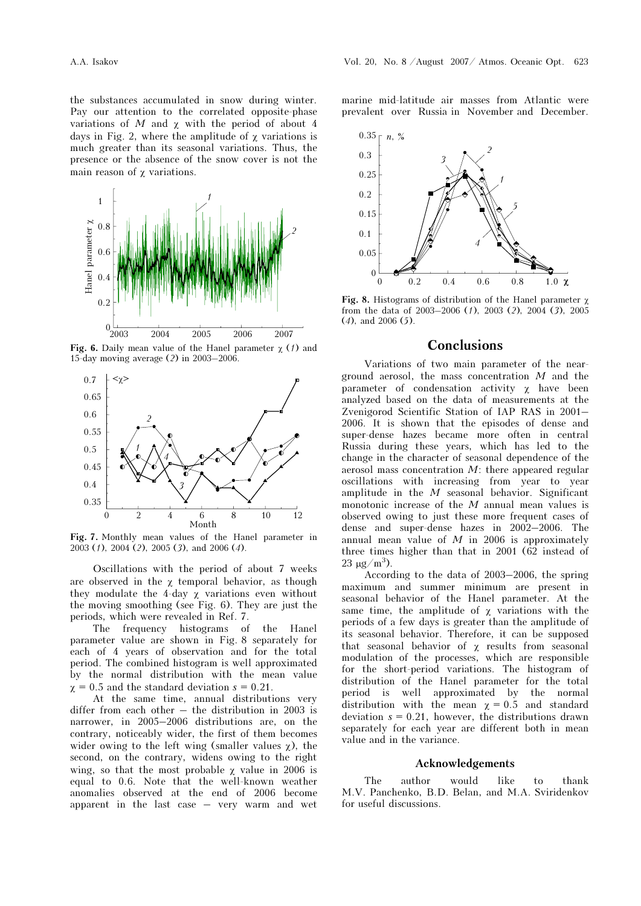the substances accumulated in snow during winter. Pay our attention to the correlated opposite-phase variations of $M$ and $\chi$ with the period of about 4 days in Fig. 2, where the amplitude of $\chi$ variations is much greater than its seasonal variations. Thus, the presence or the absence of the snow cover is not the main reason of $\chi$ variations.

Hanel parameter χ

1
0.8
0.6
0.4
0.2
0

2003 2004 2005 2006 2007

1
2

**Fig. 6.** Daily mean value of the Hanel parameter $\chi$ (*1*) and 15-day moving average (*2*) in 2003–2006.

<χ>

0.7
0.65
0.6
0.55
0.5
0.45
0.4
0.35

0 2 4 6 8 10 12
Month

1
2
3
4

**Fig. 7.** Monthly mean values of the Hanel parameter in 2003 (*1*), 2004 (*2*), 2005 (*3*), and 2006 (*4*).

Oscillations with the period of about 7 weeks are observed in the $\chi$ temporal behavior, as though they modulate the 4-day $\chi$ variations even without the moving smoothing (see Fig. 6). They are just the periods, which were revealed in Ref. 7.

The frequency histograms of the Hanel parameter value are shown in Fig. 8 separately for each of 4 years of observation and for the total period. The combined histogram is well approximated by the normal distribution with the mean value $\chi = 0.5$ and the standard deviation $s = 0.21$.

At the same time, annual distributions very differ from each other – the distribution in 2003 is narrower, in 2005–2006 distributions are, on the contrary, noticeably wider, the first of them becomes wider owing to the left wing (smaller values $\chi$), the second, on the contrary, widens owing to the right wing, so that the most probable $\chi$ value in 2006 is equal to 0.6. Note that the well-known weather anomalies observed at the end of 2006 become apparent in the last case – very warm and wet marine mid-latitude air masses from Atlantic were prevalent over Russia in November and December.

n, %

0.35
0.3
0.25
0.2
0.15
0.1
0.05
0

0 0.2 0.4 0.6 0.8 1.0 χ

1
2
3
4
5

**Fig. 8.** Histograms of distribution of the Hanel parameter $\chi$ from the data of 2003–2006 (*1*), 2003 (*2*), 2004 (*3*), 2005 (*4*), and 2006 (*5*).

## Conclusions

Variations of two main parameter of the near-ground aerosol, the mass concentration $M$ and the parameter of condensation activity $\chi$ have been analyzed based on the data of measurements at the Zvenigorod Scientific Station of IAP RAS in 2001–2006. It is shown that the episodes of dense and super-dense hazes became more often in central Russia during these years, which has led to the change in the character of seasonal dependence of the aerosol mass concentration $M$: there appeared regular oscillations with increasing from year to year amplitude in the $M$ seasonal behavior. Significant monotonic increase of the $M$ annual mean values is observed owing to just these more frequent cases of dense and super-dense hazes in 2002–2006. The annual mean value of $M$ in 2006 is approximately three times higher than that in 2001 (62 instead of 23 $\mu g/m^3$).

According to the data of 2003–2006, the spring maximum and summer minimum are present in seasonal behavior of the Hanel parameter. At the same time, the amplitude of $\chi$ variations with the periods of a few days is greater than the amplitude of its seasonal behavior. Therefore, it can be supposed that seasonal behavior of $\chi$ results from seasonal modulation of the processes, which are responsible for the short-period variations. The histogram of distribution of the Hanel parameter for the total period is well approximated by the normal distribution with the mean $\chi = 0.5$ and standard deviation $s = 0.21$, however, the distributions drawn separately for each year are different both in mean value and in the variance.

### Acknowledgements

The author would like to thank M.V. Panchenko, B.D. Belan, and M.A. Sviridenkov for useful discussions.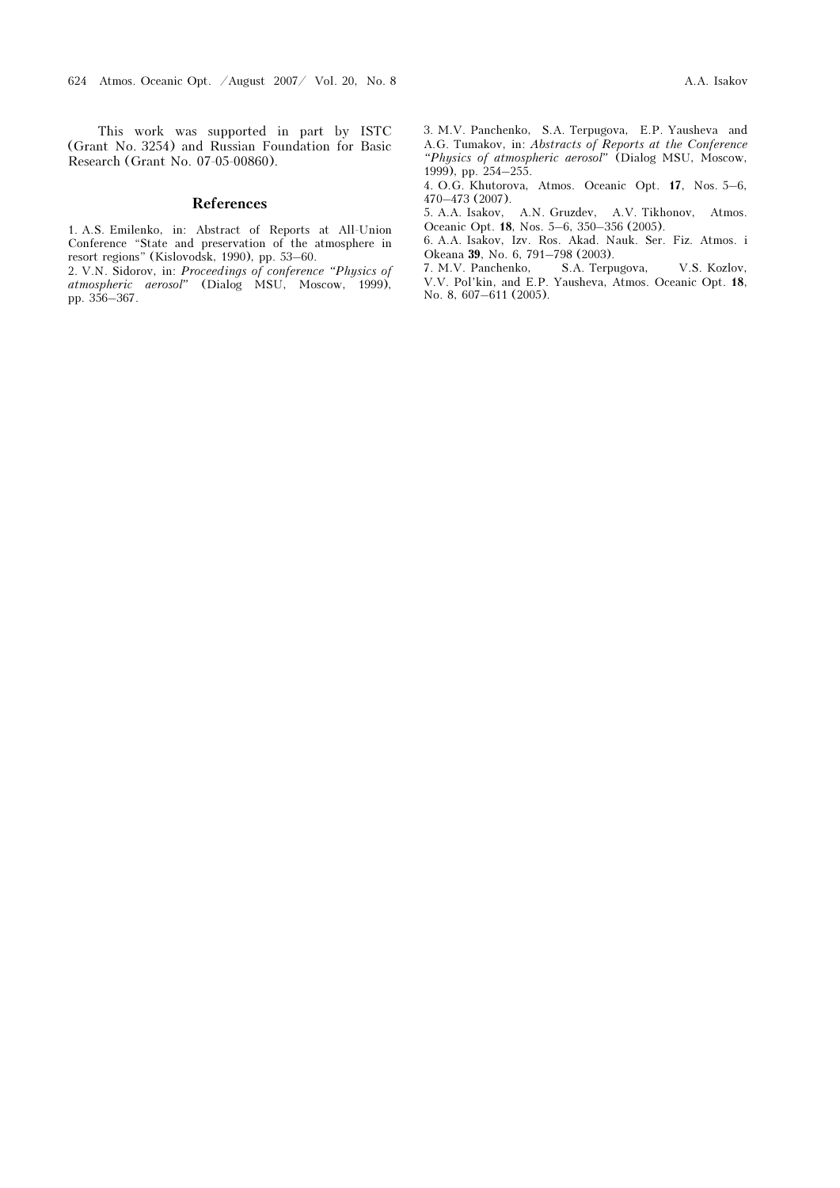This work was supported in part by ISTC (Grant No. 3254) and Russian Foundation for Basic Research (Grant No. 07-05-00860).

## References

1. A.S. Emilenko, in: Abstract of Reports at All-Union Conference "State and preservation of the atmosphere in resort regions" (Kislovodsk, 1990), pp. 53–60.
2. V.N. Sidorov, in: *Proceedings of conference "Physics of atmospheric aerosol"* (Dialog MSU, Moscow, 1999), pp. 356–367.
3. M.V. Panchenko, S.A. Terpugova, E.P. Yausheva and A.G. Tumakov, in: *Abstracts of Reports at the Conference "Physics of atmospheric aerosol"* (Dialog MSU, Moscow, 1999), pp. 254–255.
4. O.G. Khutorova, Atmos. Oceanic Opt. **17**, Nos. 5–6, 470–473 (2007).
5. A.A. Isakov, A.N. Gruzdev, A.V. Tikhonov, Atmos. Oceanic Opt. **18**, Nos. 5–6, 350–356 (2005).
6. A.A. Isakov, Izv. Ros. Akad. Nauk. Ser. Fiz. Atmos. i Okeana **39**, No. 6, 791–798 (2003).
7. M.V. Panchenko, S.A. Terpugova, V.S. Kozlov, V.V. Pol'kin, and E.P. Yausheva, Atmos. Oceanic Opt. **18**, No. 8, 607–611 (2005).